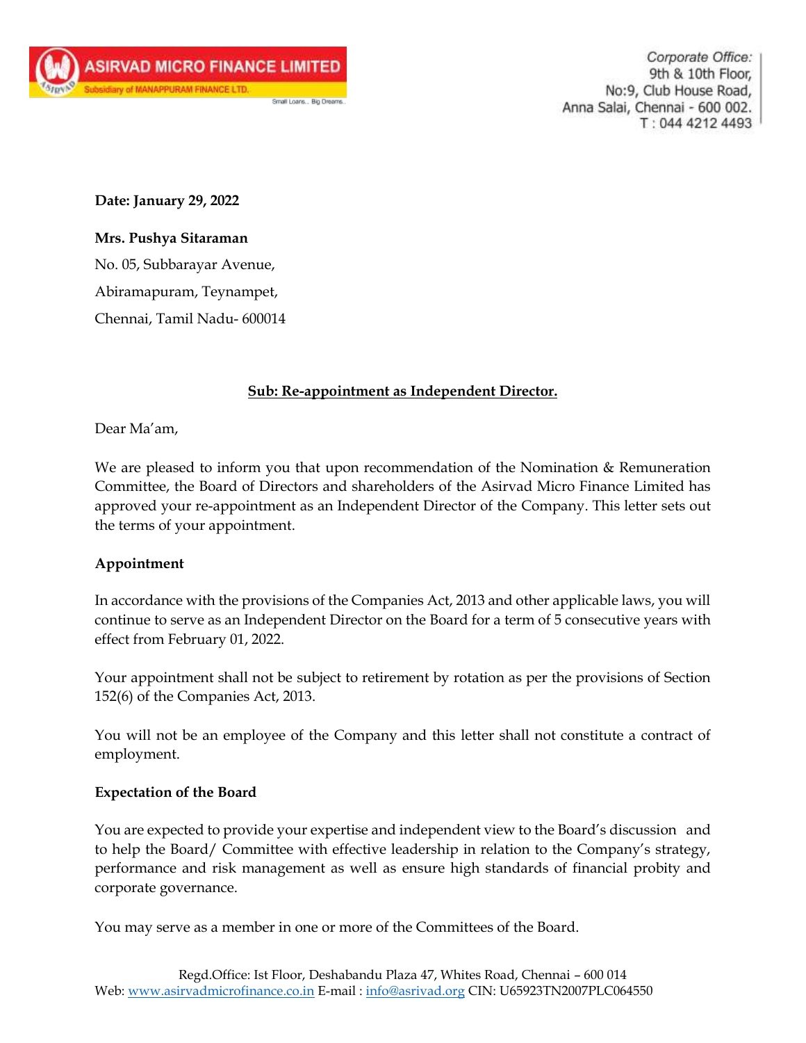ASIRVAD MICRO FINANCE LIMITED
Subsidiary of MANAPPURAM FINANCE LTD.
Small Loans.. Big Dreams..

Corporate Office:
9th & 10th Floor,
No:9, Club House Road,
Anna Salai, Chennai - 600 002.
T : 044 4212 4493

**Date: January 29, 2022**

**Mrs. Pushya Sitaraman**
No. 05, Subbarayar Avenue,
Abiramapuram, Teynampet,
Chennai, Tamil Nadu- 600014

**Sub: Re-appointment as Independent Director.**

Dear Ma'am,

We are pleased to inform you that upon recommendation of the Nomination & Remuneration Committee, the Board of Directors and shareholders of the Asirvad Micro Finance Limited has approved your re-appointment as an Independent Director of the Company. This letter sets out the terms of your appointment.

**Appointment**

In accordance with the provisions of the Companies Act, 2013 and other applicable laws, you will continue to serve as an Independent Director on the Board for a term of 5 consecutive years with effect from February 01, 2022.

Your appointment shall not be subject to retirement by rotation as per the provisions of Section 152(6) of the Companies Act, 2013.

You will not be an employee of the Company and this letter shall not constitute a contract of employment.

**Expectation of the Board**

You are expected to provide your expertise and independent view to the Board's discussion and to help the Board/ Committee with effective leadership in relation to the Company's strategy, performance and risk management as well as ensure high standards of financial probity and corporate governance.

You may serve as a member in one or more of the Committees of the Board.

Regd.Office: Ist Floor, Deshabandu Plaza 47, Whites Road, Chennai – 600 014
Web: www.asirvadmicrofinance.co.in E-mail : info@asrivad.org CIN: U65923TN2007PLC064550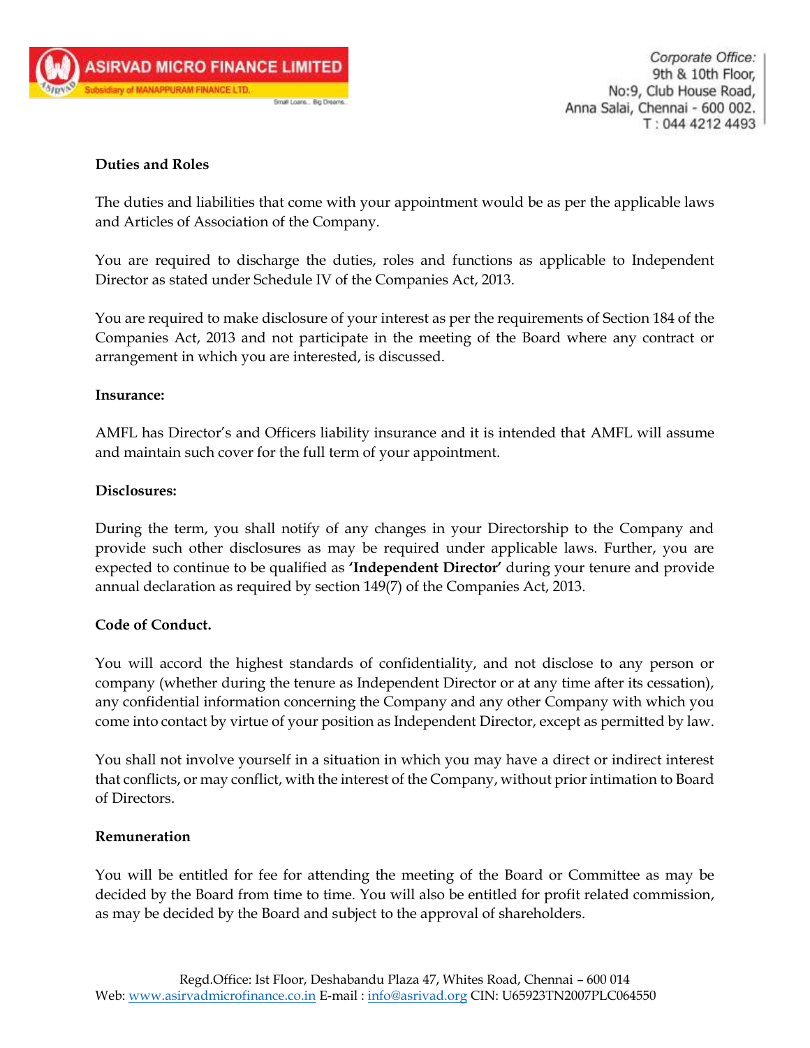**Duties and Roles**

The duties and liabilities that come with your appointment would be as per the applicable laws and Articles of Association of the Company.

You are required to discharge the duties, roles and functions as applicable to Independent Director as stated under Schedule IV of the Companies Act, 2013.

You are required to make disclosure of your interest as per the requirements of Section 184 of the Companies Act, 2013 and not participate in the meeting of the Board where any contract or arrangement in which you are interested, is discussed.

**Insurance:**

AMFL has Director's and Officers liability insurance and it is intended that AMFL will assume and maintain such cover for the full term of your appointment.

**Disclosures:**

During the term, you shall notify of any changes in your Directorship to the Company and provide such other disclosures as may be required under applicable laws. Further, you are expected to continue to be qualified as **'Independent Director'** during your tenure and provide annual declaration as required by section 149(7) of the Companies Act, 2013.

**Code of Conduct.**

You will accord the highest standards of confidentiality, and not disclose to any person or company (whether during the tenure as Independent Director or at any time after its cessation), any confidential information concerning the Company and any other Company with which you come into contact by virtue of your position as Independent Director, except as permitted by law.

You shall not involve yourself in a situation in which you may have a direct or indirect interest that conflicts, or may conflict, with the interest of the Company, without prior intimation to Board of Directors.

**Remuneration**

You will be entitled for fee for attending the meeting of the Board or Committee as may be decided by the Board from time to time. You will also be entitled for profit related commission, as may be decided by the Board and subject to the approval of shareholders.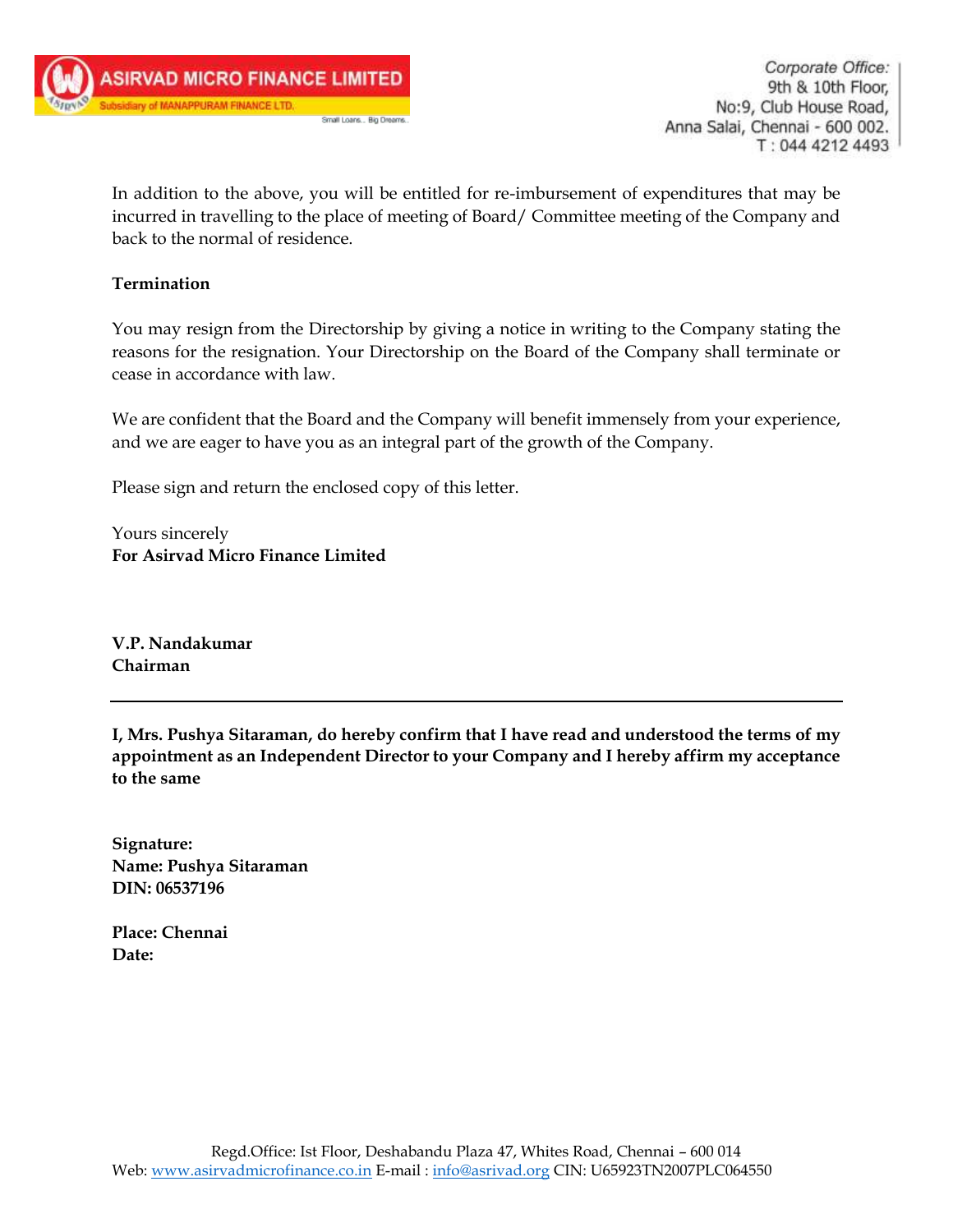In addition to the above, you will be entitled for re-imbursement of expenditures that may be incurred in travelling to the place of meeting of Board/ Committee meeting of the Company and back to the normal of residence.

**Termination**

You may resign from the Directorship by giving a notice in writing to the Company stating the reasons for the resignation. Your Directorship on the Board of the Company shall terminate or cease in accordance with law.

We are confident that the Board and the Company will benefit immensely from your experience, and we are eager to have you as an integral part of the growth of the Company.

Please sign and return the enclosed copy of this letter.

Yours sincerely
**For Asirvad Micro Finance Limited**

**V.P. Nandakumar**
**Chairman**

---

**I, Mrs. Pushya Sitaraman, do hereby confirm that I have read and understood the terms of my appointment as an Independent Director to your Company and I hereby affirm my acceptance to the same**

**Signature:**
**Name: Pushya Sitaraman**
**DIN: 06537196**

**Place: Chennai**
**Date:**